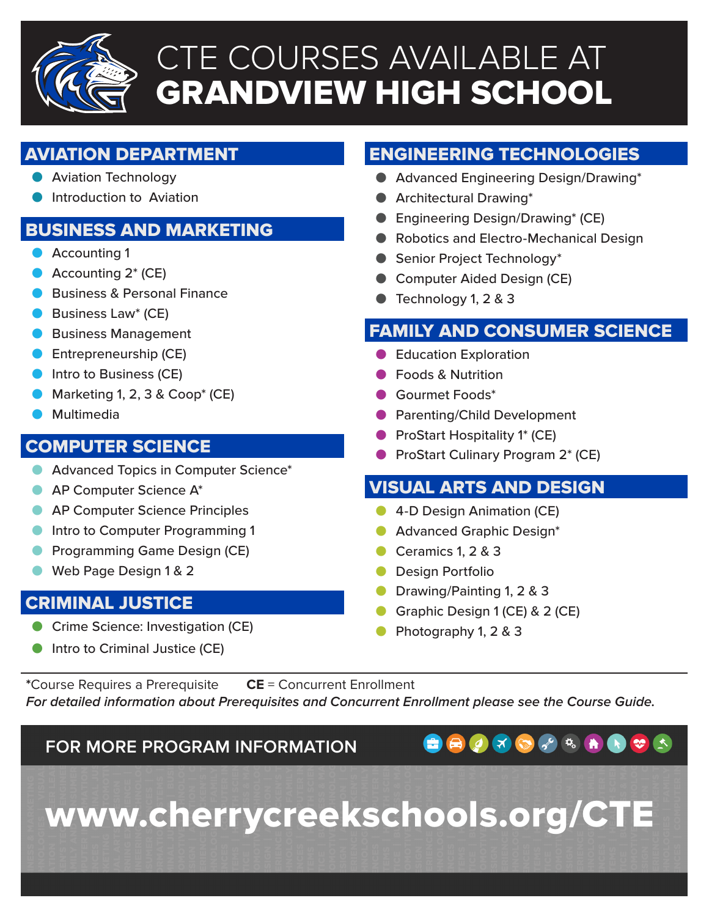# CTE COURSES AVAILABLE AT GRANDVIEW HIGH SCHOOL

## AVIATION DEPARTMENT

- Aviation Technology
- Introduction to Aviation

## BUSINESS AND MARKETING

- Accounting 1
- Accounting 2* (CE)
- Business & Personal Finance
- Business Law* (CE)
- Business Management
- Entrepreneurship (CE)
- Intro to Business (CE)
- Marketing 1, 2, 3 & Coop* (CE)
- Multimedia

## COMPUTER SCIENCE

- Advanced Topics in Computer Science*
- AP Computer Science A*
- AP Computer Science Principles
- Intro to Computer Programming 1
- Programming Game Design (CE)
- Web Page Design 1 & 2

## CRIMINAL JUSTICE

- Crime Science: Investigation (CE)
- Intro to Criminal Justice (CE)

## ENGINEERING TECHNOLOGIES

- Advanced Engineering Design/Drawing*
- Architectural Drawing*
- Engineering Design/Drawing* (CE)
- Robotics and Electro-Mechanical Design
- Senior Project Technology*
- Computer Aided Design (CE)
- Technology 1, 2 & 3

## FAMILY AND CONSUMER SCIENCE

- Education Exploration
- Foods & Nutrition
- Gourmet Foods*
- Parenting/Child Development
- ProStart Hospitality 1* (CE)
- ProStart Culinary Program 2* (CE)

## VISUAL ARTS AND DESIGN

- 4-D Design Animation (CE)
- Advanced Graphic Design*
- Ceramics 1, 2 & 3
- Design Portfolio
- Drawing/Painting 1, 2 & 3
- Graphic Design 1 (CE) & 2 (CE)
- Photography 1, 2 & 3

*Course Requires a Prerequisite **CE** = Concurrent Enrollment

***For detailed information about Prerequisites and Concurrent Enrollment please see the Course Guide.***

FOR MORE PROGRAM INFORMATION

**www.cherrycreekschools.org/CTE**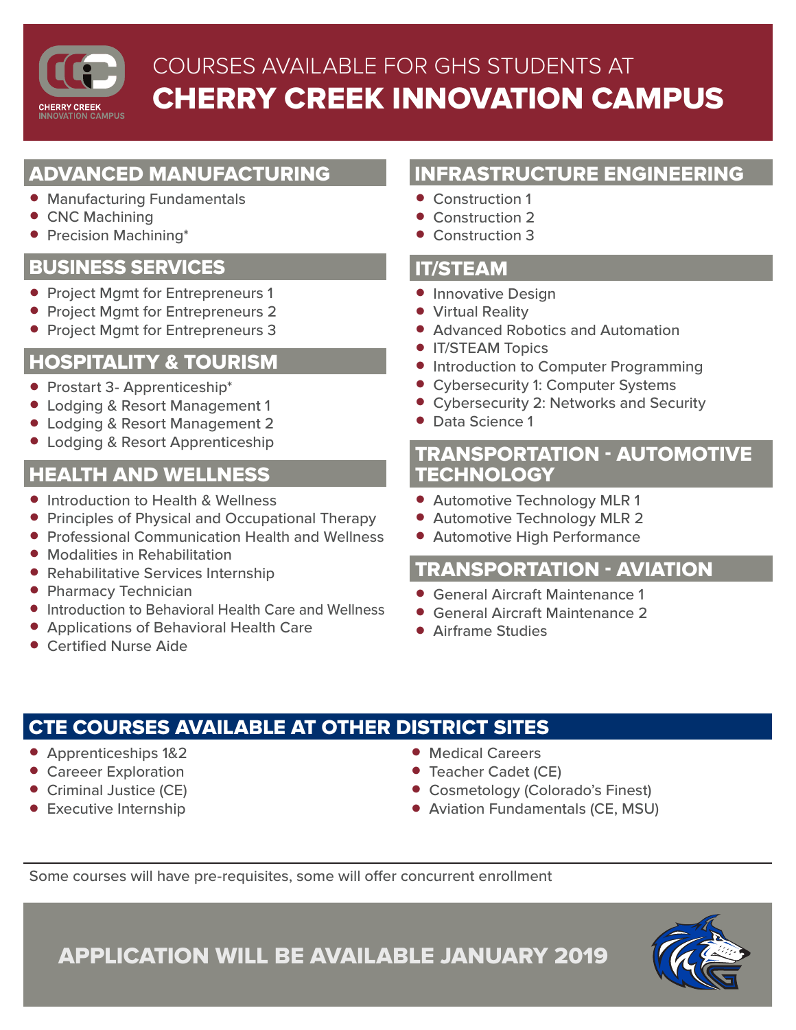# COURSES AVAILABLE FOR GHS STUDENTS AT CHERRY CREEK INNOVATION CAMPUS

## ADVANCED MANUFACTURING

- Manufacturing Fundamentals
- CNC Machining
- Precision Machining*

## BUSINESS SERVICES

- Project Mgmt for Entrepreneurs 1
- Project Mgmt for Entrepreneurs 2
- Project Mgmt for Entrepreneurs 3

## HOSPITALITY & TOURISM

- Prostart 3- Apprenticeship*
- Lodging & Resort Management 1
- Lodging & Resort Management 2
- Lodging & Resort Apprenticeship

## HEALTH AND WELLNESS

- Introduction to Health & Wellness
- Principles of Physical and Occupational Therapy
- Professional Communication Health and Wellness
- Modalities in Rehabilitation
- Rehabilitative Services Internship
- Pharmacy Technician
- Introduction to Behavioral Health Care and Wellness
- Applications of Behavioral Health Care
- Certified Nurse Aide

## INFRASTRUCTURE ENGINEERING

- Construction 1
- Construction 2
- Construction 3

## IT/STEAM

- Innovative Design
- Virtual Reality
- Advanced Robotics and Automation
- IT/STEAM Topics
- Introduction to Computer Programming
- Cybersecurity 1: Computer Systems
- Cybersecurity 2: Networks and Security
- Data Science 1

## TRANSPORTATION - AUTOMOTIVE TECHNOLOGY

- Automotive Technology MLR 1
- Automotive Technology MLR 2
- Automotive High Performance

## TRANSPORTATION - AVIATION

- General Aircraft Maintenance 1
- General Aircraft Maintenance 2
- Airframe Studies

## CTE COURSES AVAILABLE AT OTHER DISTRICT SITES

- Apprenticeships 1&2
- Careeer Exploration
- Criminal Justice (CE)
- Executive Internship
- Medical Careers
- Teacher Cadet (CE)
- Cosmetology (Colorado's Finest)
- Aviation Fundamentals (CE, MSU)

Some courses will have pre-requisites, some will offer concurrent enrollment

**APPLICATION WILL BE AVAILABLE JANUARY 2019**